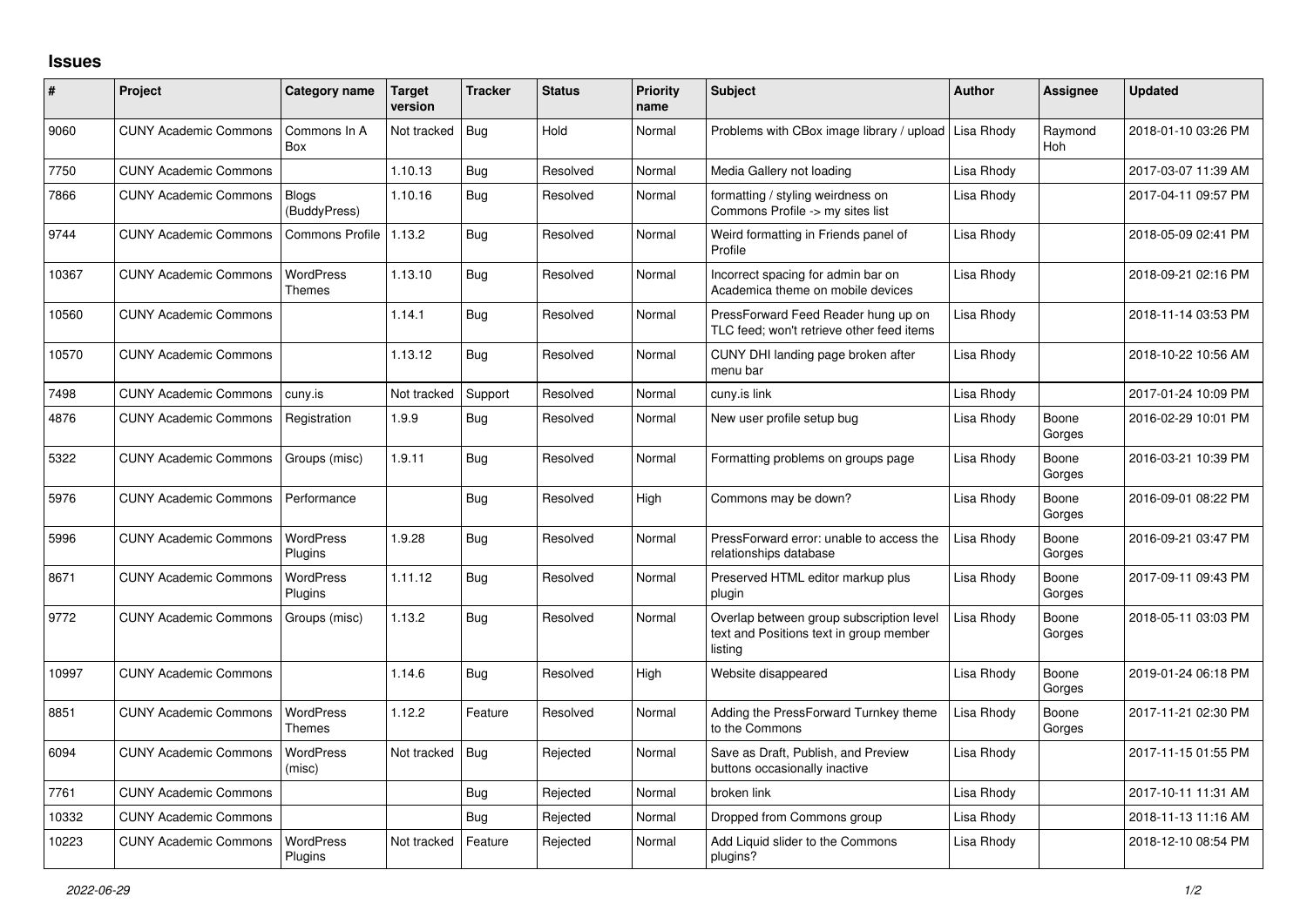# Issues

| # | Project | Category name | Target version | Tracker | Status | Priority name | Subject | Author | Assignee | Updated |
|---|---|---|---|---|---|---|---|---|---|---|
| 9060 | CUNY Academic Commons | Commons In A Box | Not tracked | Bug | Hold | Normal | Problems with CBox image library / upload | Lisa Rhody | Raymond Hoh | 2018-01-10 03:26 PM |
| 7750 | CUNY Academic Commons | | 1.10.13 | Bug | Resolved | Normal | Media Gallery not loading | Lisa Rhody | | 2017-03-07 11:39 AM |
| 7866 | CUNY Academic Commons | Blogs (BuddyPress) | 1.10.16 | Bug | Resolved | Normal | formatting / styling weirdness on Commons Profile -> my sites list | Lisa Rhody | | 2017-04-11 09:57 PM |
| 9744 | CUNY Academic Commons | Commons Profile | 1.13.2 | Bug | Resolved | Normal | Weird formatting in Friends panel of Profile | Lisa Rhody | | 2018-05-09 02:41 PM |
| 10367 | CUNY Academic Commons | WordPress Themes | 1.13.10 | Bug | Resolved | Normal | Incorrect spacing for admin bar on Academica theme on mobile devices | Lisa Rhody | | 2018-09-21 02:16 PM |
| 10560 | CUNY Academic Commons | | 1.14.1 | Bug | Resolved | Normal | PressForward Feed Reader hung up on TLC feed; won't retrieve other feed items | Lisa Rhody | | 2018-11-14 03:53 PM |
| 10570 | CUNY Academic Commons | | 1.13.12 | Bug | Resolved | Normal | CUNY DHI landing page broken after menu bar | Lisa Rhody | | 2018-10-22 10:56 AM |
| 7498 | CUNY Academic Commons | cuny.is | Not tracked | Support | Resolved | Normal | cuny.is link | Lisa Rhody | | 2017-01-24 10:09 PM |
| 4876 | CUNY Academic Commons | Registration | 1.9.9 | Bug | Resolved | Normal | New user profile setup bug | Lisa Rhody | Boone Gorges | 2016-02-29 10:01 PM |
| 5322 | CUNY Academic Commons | Groups (misc) | 1.9.11 | Bug | Resolved | Normal | Formatting problems on groups page | Lisa Rhody | Boone Gorges | 2016-03-21 10:39 PM |
| 5976 | CUNY Academic Commons | Performance | | Bug | Resolved | High | Commons may be down? | Lisa Rhody | Boone Gorges | 2016-09-01 08:22 PM |
| 5996 | CUNY Academic Commons | WordPress Plugins | 1.9.28 | Bug | Resolved | Normal | PressForward error: unable to access the relationships database | Lisa Rhody | Boone Gorges | 2016-09-21 03:47 PM |
| 8671 | CUNY Academic Commons | WordPress Plugins | 1.11.12 | Bug | Resolved | Normal | Preserved HTML editor markup plus plugin | Lisa Rhody | Boone Gorges | 2017-09-11 09:43 PM |
| 9772 | CUNY Academic Commons | Groups (misc) | 1.13.2 | Bug | Resolved | Normal | Overlap between group subscription level text and Positions text in group member listing | Lisa Rhody | Boone Gorges | 2018-05-11 03:03 PM |
| 10997 | CUNY Academic Commons | | 1.14.6 | Bug | Resolved | High | Website disappeared | Lisa Rhody | Boone Gorges | 2019-01-24 06:18 PM |
| 8851 | CUNY Academic Commons | WordPress Themes | 1.12.2 | Feature | Resolved | Normal | Adding the PressForward Turnkey theme to the Commons | Lisa Rhody | Boone Gorges | 2017-11-21 02:30 PM |
| 6094 | CUNY Academic Commons | WordPress (misc) | Not tracked | Bug | Rejected | Normal | Save as Draft, Publish, and Preview buttons occasionally inactive | Lisa Rhody | | 2017-11-15 01:55 PM |
| 7761 | CUNY Academic Commons | | | Bug | Rejected | Normal | broken link | Lisa Rhody | | 2017-10-11 11:31 AM |
| 10332 | CUNY Academic Commons | | | Bug | Rejected | Normal | Dropped from Commons group | Lisa Rhody | | 2018-11-13 11:16 AM |
| 10223 | CUNY Academic Commons | WordPress Plugins | Not tracked | Feature | Rejected | Normal | Add Liquid slider to the Commons plugins? | Lisa Rhody | | 2018-12-10 08:54 PM |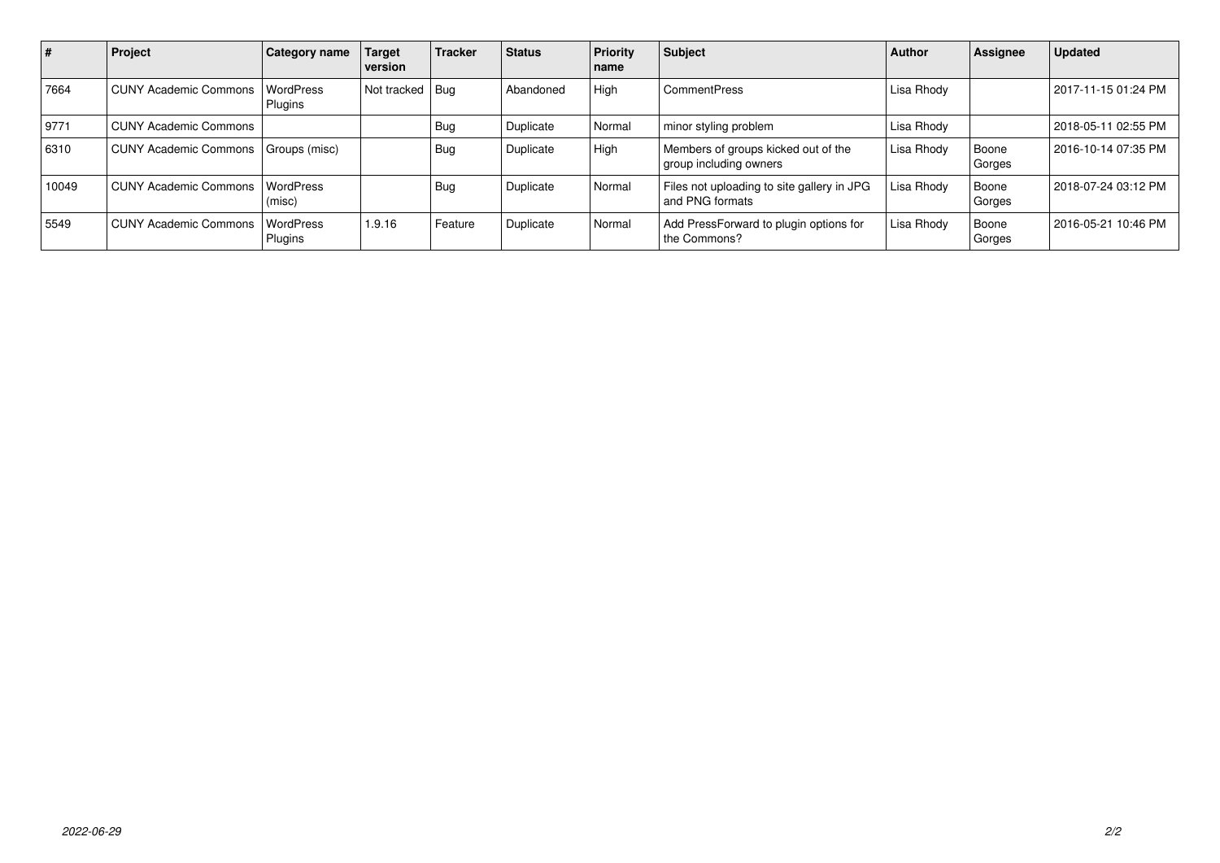| # | Project | Category name | Target version | Tracker | Status | Priority name | Subject | Author | Assignee | Updated |
|---|---|---|---|---|---|---|---|---|---|---|
| 7664 | CUNY Academic Commons | WordPress Plugins | Not tracked | Bug | Abandoned | High | CommentPress | Lisa Rhody | | 2017-11-15 01:24 PM |
| 9771 | CUNY Academic Commons | | | Bug | Duplicate | Normal | minor styling problem | Lisa Rhody | | 2018-05-11 02:55 PM |
| 6310 | CUNY Academic Commons | Groups (misc) | | Bug | Duplicate | High | Members of groups kicked out of the group including owners | Lisa Rhody | Boone Gorges | 2016-10-14 07:35 PM |
| 10049 | CUNY Academic Commons | WordPress (misc) | | Bug | Duplicate | Normal | Files not uploading to site gallery in JPG and PNG formats | Lisa Rhody | Boone Gorges | 2018-07-24 03:12 PM |
| 5549 | CUNY Academic Commons | WordPress Plugins | 1.9.16 | Feature | Duplicate | Normal | Add PressForward to plugin options for the Commons? | Lisa Rhody | Boone Gorges | 2016-05-21 10:46 PM |

*2022-06-29*